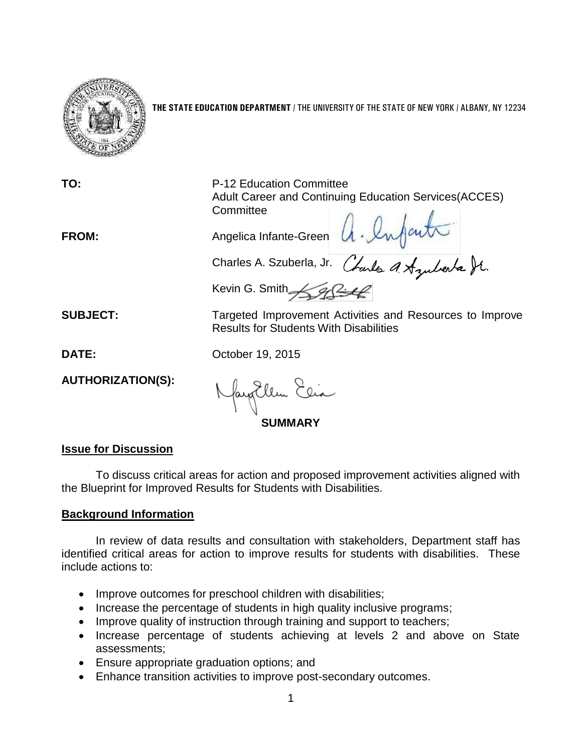THE STATE EDUCATION DEPARTMENT / THE UNIVERSITY OF THE STATE OF NEW YORK / ALBANY, NY 12234

| | |
|---|---|
| **TO:** | P-12 Education Committee<br>Adult Career and Continuing Education Services(ACCES) Committee |
| **FROM:** | Angelica Infante-Green<br>Charles A. Szuberla, Jr.<br>Kevin G. Smith |
| **SUBJECT:** | Targeted Improvement Activities and Resources to Improve Results for Students With Disabilities |
| **DATE:** | October 19, 2015 |
| **AUTHORIZATION(S):** | |

## SUMMARY

### Issue for Discussion

To discuss critical areas for action and proposed improvement activities aligned with the Blueprint for Improved Results for Students with Disabilities.

### Background Information

In review of data results and consultation with stakeholders, Department staff has identified critical areas for action to improve results for students with disabilities. These include actions to:

- Improve outcomes for preschool children with disabilities;
- Increase the percentage of students in high quality inclusive programs;
- Improve quality of instruction through training and support to teachers;
- Increase percentage of students achieving at levels 2 and above on State assessments;
- Ensure appropriate graduation options; and
- Enhance transition activities to improve post-secondary outcomes.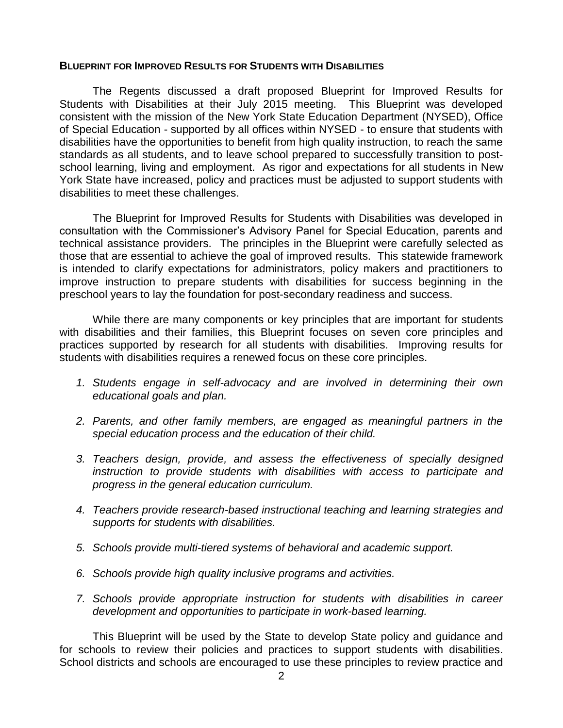**BLUEPRINT FOR IMPROVED RESULTS FOR STUDENTS WITH DISABILITIES**

The Regents discussed a draft proposed Blueprint for Improved Results for Students with Disabilities at their July 2015 meeting. This Blueprint was developed consistent with the mission of the New York State Education Department (NYSED), Office of Special Education - supported by all offices within NYSED - to ensure that students with disabilities have the opportunities to benefit from high quality instruction, to reach the same standards as all students, and to leave school prepared to successfully transition to post-school learning, living and employment. As rigor and expectations for all students in New York State have increased, policy and practices must be adjusted to support students with disabilities to meet these challenges.

The Blueprint for Improved Results for Students with Disabilities was developed in consultation with the Commissioner's Advisory Panel for Special Education, parents and technical assistance providers. The principles in the Blueprint were carefully selected as those that are essential to achieve the goal of improved results. This statewide framework is intended to clarify expectations for administrators, policy makers and practitioners to improve instruction to prepare students with disabilities for success beginning in the preschool years to lay the foundation for post-secondary readiness and success.

While there are many components or key principles that are important for students with disabilities and their families, this Blueprint focuses on seven core principles and practices supported by research for all students with disabilities. Improving results for students with disabilities requires a renewed focus on these core principles.

1. *Students engage in self-advocacy and are involved in determining their own educational goals and plan.*
2. *Parents, and other family members, are engaged as meaningful partners in the special education process and the education of their child.*
3. *Teachers design, provide, and assess the effectiveness of specially designed instruction to provide students with disabilities with access to participate and progress in the general education curriculum.*
4. *Teachers provide research-based instructional teaching and learning strategies and supports for students with disabilities.*
5. *Schools provide multi-tiered systems of behavioral and academic support.*
6. *Schools provide high quality inclusive programs and activities.*
7. *Schools provide appropriate instruction for students with disabilities in career development and opportunities to participate in work-based learning.*

This Blueprint will be used by the State to develop State policy and guidance and for schools to review their policies and practices to support students with disabilities. School districts and schools are encouraged to use these principles to review practice and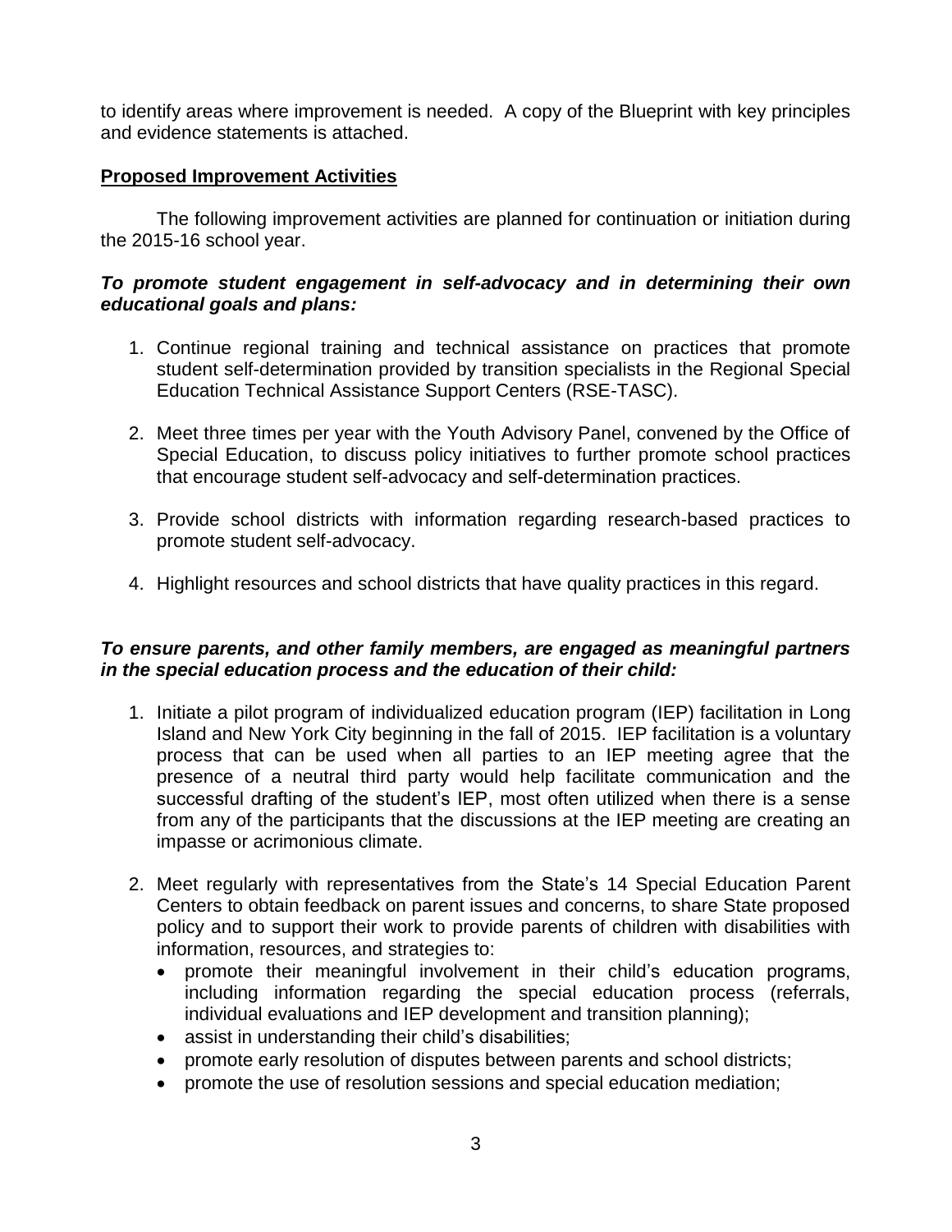to identify areas where improvement is needed. A copy of the Blueprint with key principles and evidence statements is attached.

**Proposed Improvement Activities**

The following improvement activities are planned for continuation or initiation during the 2015-16 school year.

***To promote student engagement in self-advocacy and in determining their own educational goals and plans:***

1. Continue regional training and technical assistance on practices that promote student self-determination provided by transition specialists in the Regional Special Education Technical Assistance Support Centers (RSE-TASC).

2. Meet three times per year with the Youth Advisory Panel, convened by the Office of Special Education, to discuss policy initiatives to further promote school practices that encourage student self-advocacy and self-determination practices.

3. Provide school districts with information regarding research-based practices to promote student self-advocacy.

4. Highlight resources and school districts that have quality practices in this regard.

***To ensure parents, and other family members, are engaged as meaningful partners in the special education process and the education of their child:***

1. Initiate a pilot program of individualized education program (IEP) facilitation in Long Island and New York City beginning in the fall of 2015. IEP facilitation is a voluntary process that can be used when all parties to an IEP meeting agree that the presence of a neutral third party would help facilitate communication and the successful drafting of the student's IEP, most often utilized when there is a sense from any of the participants that the discussions at the IEP meeting are creating an impasse or acrimonious climate.

2. Meet regularly with representatives from the State's 14 Special Education Parent Centers to obtain feedback on parent issues and concerns, to share State proposed policy and to support their work to provide parents of children with disabilities with information, resources, and strategies to:
   - promote their meaningful involvement in their child's education programs, including information regarding the special education process (referrals, individual evaluations and IEP development and transition planning);
   - assist in understanding their child's disabilities;
   - promote early resolution of disputes between parents and school districts;
   - promote the use of resolution sessions and special education mediation;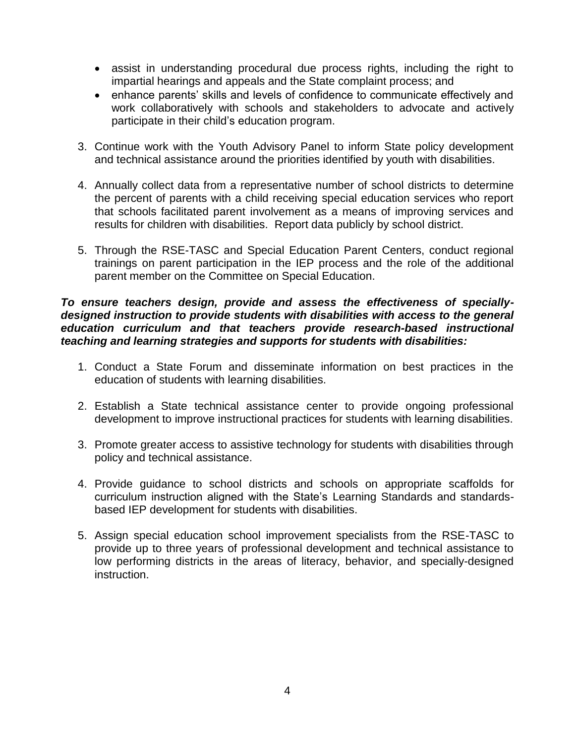- assist in understanding procedural due process rights, including the right to impartial hearings and appeals and the State complaint process; and
- enhance parents' skills and levels of confidence to communicate effectively and work collaboratively with schools and stakeholders to advocate and actively participate in their child's education program.

3. Continue work with the Youth Advisory Panel to inform State policy development and technical assistance around the priorities identified by youth with disabilities.

4. Annually collect data from a representative number of school districts to determine the percent of parents with a child receiving special education services who report that schools facilitated parent involvement as a means of improving services and results for children with disabilities. Report data publicly by school district.

5. Through the RSE-TASC and Special Education Parent Centers, conduct regional trainings on parent participation in the IEP process and the role of the additional parent member on the Committee on Special Education.

***To ensure teachers design, provide and assess the effectiveness of specially-designed instruction to provide students with disabilities with access to the general education curriculum and that teachers provide research-based instructional teaching and learning strategies and supports for students with disabilities:***

1. Conduct a State Forum and disseminate information on best practices in the education of students with learning disabilities.

2. Establish a State technical assistance center to provide ongoing professional development to improve instructional practices for students with learning disabilities.

3. Promote greater access to assistive technology for students with disabilities through policy and technical assistance.

4. Provide guidance to school districts and schools on appropriate scaffolds for curriculum instruction aligned with the State's Learning Standards and standards-based IEP development for students with disabilities.

5. Assign special education school improvement specialists from the RSE-TASC to provide up to three years of professional development and technical assistance to low performing districts in the areas of literacy, behavior, and specially-designed instruction.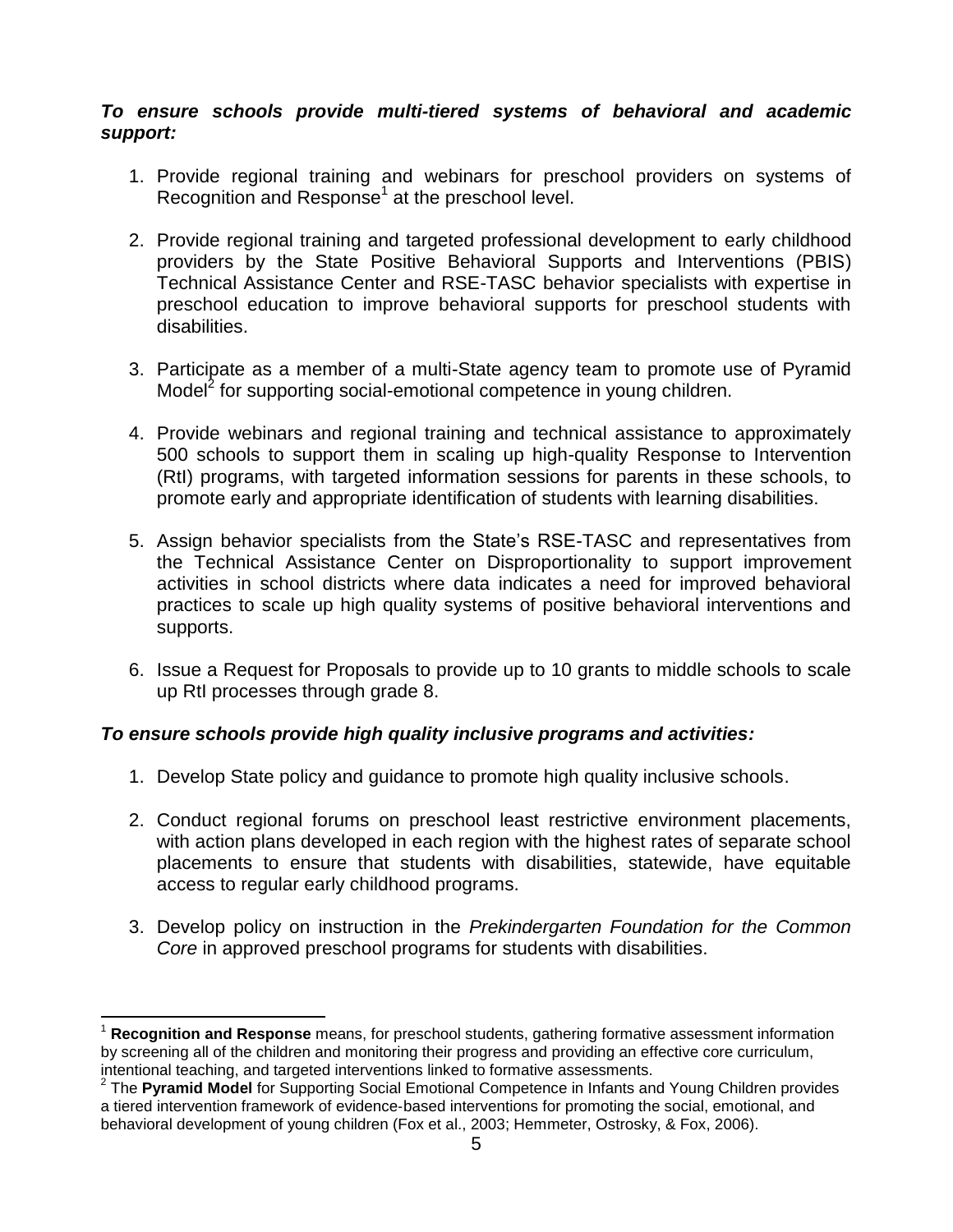***To ensure schools provide multi-tiered systems of behavioral and academic support:***

1. Provide regional training and webinars for preschool providers on systems of Recognition and Response[1] at the preschool level.

2. Provide regional training and targeted professional development to early childhood providers by the State Positive Behavioral Supports and Interventions (PBIS) Technical Assistance Center and RSE-TASC behavior specialists with expertise in preschool education to improve behavioral supports for preschool students with disabilities.

3. Participate as a member of a multi-State agency team to promote use of Pyramid Model[2] for supporting social-emotional competence in young children.

4. Provide webinars and regional training and technical assistance to approximately 500 schools to support them in scaling up high-quality Response to Intervention (RtI) programs, with targeted information sessions for parents in these schools, to promote early and appropriate identification of students with learning disabilities.

5. Assign behavior specialists from the State's RSE-TASC and representatives from the Technical Assistance Center on Disproportionality to support improvement activities in school districts where data indicates a need for improved behavioral practices to scale up high quality systems of positive behavioral interventions and supports.

6. Issue a Request for Proposals to provide up to 10 grants to middle schools to scale up RtI processes through grade 8.

***To ensure schools provide high quality inclusive programs and activities:***

1. Develop State policy and guidance to promote high quality inclusive schools.

2. Conduct regional forums on preschool least restrictive environment placements, with action plans developed in each region with the highest rates of separate school placements to ensure that students with disabilities, statewide, have equitable access to regular early childhood programs.

3. Develop policy on instruction in the *Prekindergarten Foundation for the Common Core* in approved preschool programs for students with disabilities.

---

[1] **Recognition and Response** means, for preschool students, gathering formative assessment information by screening all of the children and monitoring their progress and providing an effective core curriculum, intentional teaching, and targeted interventions linked to formative assessments.

[2] The **Pyramid Model** for Supporting Social Emotional Competence in Infants and Young Children provides a tiered intervention framework of evidence-based interventions for promoting the social, emotional, and behavioral development of young children (Fox et al., 2003; Hemmeter, Ostrosky, & Fox, 2006).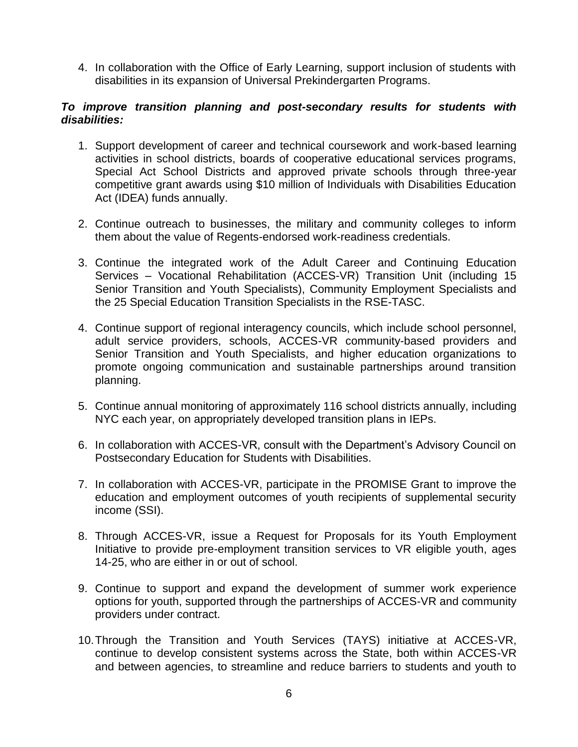4. In collaboration with the Office of Early Learning, support inclusion of students with disabilities in its expansion of Universal Prekindergarten Programs.

***To improve transition planning and post-secondary results for students with disabilities:***

1. Support development of career and technical coursework and work-based learning activities in school districts, boards of cooperative educational services programs, Special Act School Districts and approved private schools through three-year competitive grant awards using $10 million of Individuals with Disabilities Education Act (IDEA) funds annually.

2. Continue outreach to businesses, the military and community colleges to inform them about the value of Regents-endorsed work-readiness credentials.

3. Continue the integrated work of the Adult Career and Continuing Education Services – Vocational Rehabilitation (ACCES-VR) Transition Unit (including 15 Senior Transition and Youth Specialists), Community Employment Specialists and the 25 Special Education Transition Specialists in the RSE-TASC.

4. Continue support of regional interagency councils, which include school personnel, adult service providers, schools, ACCES-VR community-based providers and Senior Transition and Youth Specialists, and higher education organizations to promote ongoing communication and sustainable partnerships around transition planning.

5. Continue annual monitoring of approximately 116 school districts annually, including NYC each year, on appropriately developed transition plans in IEPs.

6. In collaboration with ACCES-VR, consult with the Department's Advisory Council on Postsecondary Education for Students with Disabilities.

7. In collaboration with ACCES-VR, participate in the PROMISE Grant to improve the education and employment outcomes of youth recipients of supplemental security income (SSI).

8. Through ACCES-VR, issue a Request for Proposals for its Youth Employment Initiative to provide pre-employment transition services to VR eligible youth, ages 14-25, who are either in or out of school.

9. Continue to support and expand the development of summer work experience options for youth, supported through the partnerships of ACCES-VR and community providers under contract.

10. Through the Transition and Youth Services (TAYS) initiative at ACCES-VR, continue to develop consistent systems across the State, both within ACCES-VR and between agencies, to streamline and reduce barriers to students and youth to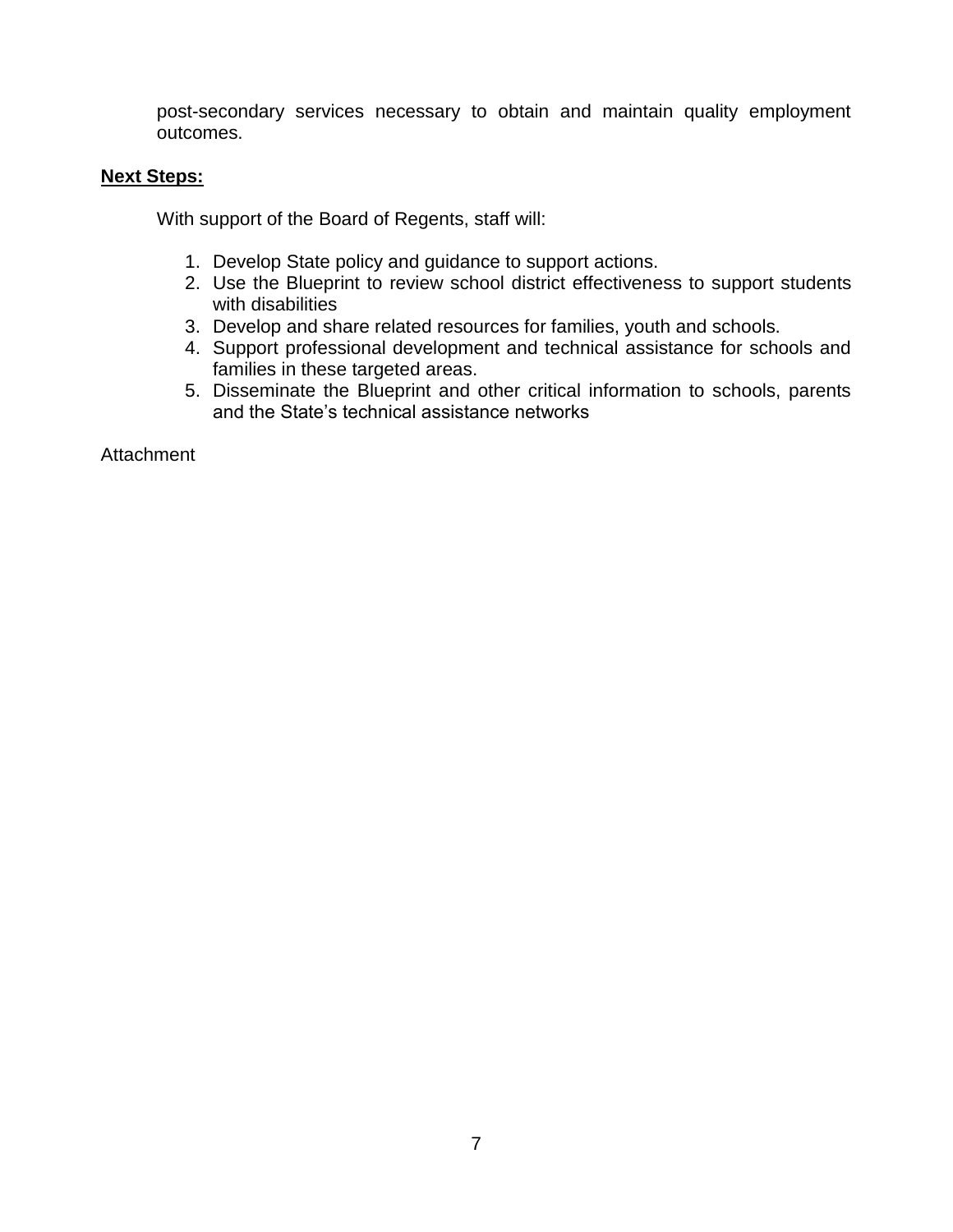post-secondary services necessary to obtain and maintain quality employment outcomes.

**Next Steps:**

With support of the Board of Regents, staff will:

1. Develop State policy and guidance to support actions.
2. Use the Blueprint to review school district effectiveness to support students with disabilities
3. Develop and share related resources for families, youth and schools.
4. Support professional development and technical assistance for schools and families in these targeted areas.
5. Disseminate the Blueprint and other critical information to schools, parents and the State's technical assistance networks

Attachment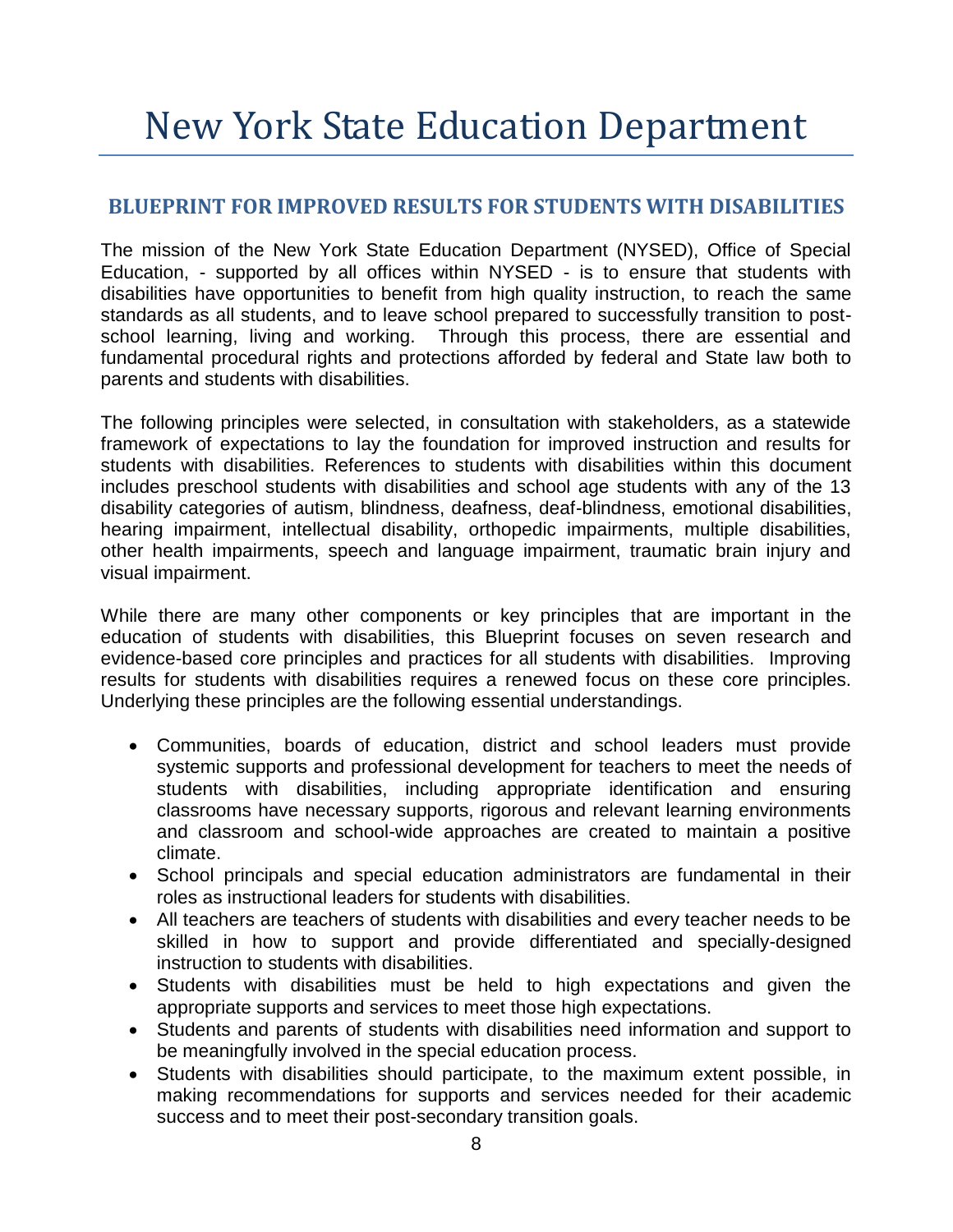# New York State Education Department

## BLUEPRINT FOR IMPROVED RESULTS FOR STUDENTS WITH DISABILITIES

The mission of the New York State Education Department (NYSED), Office of Special Education, - supported by all offices within NYSED - is to ensure that students with disabilities have opportunities to benefit from high quality instruction, to reach the same standards as all students, and to leave school prepared to successfully transition to post-school learning, living and working. Through this process, there are essential and fundamental procedural rights and protections afforded by federal and State law both to parents and students with disabilities.

The following principles were selected, in consultation with stakeholders, as a statewide framework of expectations to lay the foundation for improved instruction and results for students with disabilities. References to students with disabilities within this document includes preschool students with disabilities and school age students with any of the 13 disability categories of autism, blindness, deafness, deaf-blindness, emotional disabilities, hearing impairment, intellectual disability, orthopedic impairments, multiple disabilities, other health impairments, speech and language impairment, traumatic brain injury and visual impairment.

While there are many other components or key principles that are important in the education of students with disabilities, this Blueprint focuses on seven research and evidence-based core principles and practices for all students with disabilities. Improving results for students with disabilities requires a renewed focus on these core principles. Underlying these principles are the following essential understandings.

- Communities, boards of education, district and school leaders must provide systemic supports and professional development for teachers to meet the needs of students with disabilities, including appropriate identification and ensuring classrooms have necessary supports, rigorous and relevant learning environments and classroom and school-wide approaches are created to maintain a positive climate.
- School principals and special education administrators are fundamental in their roles as instructional leaders for students with disabilities.
- All teachers are teachers of students with disabilities and every teacher needs to be skilled in how to support and provide differentiated and specially-designed instruction to students with disabilities.
- Students with disabilities must be held to high expectations and given the appropriate supports and services to meet those high expectations.
- Students and parents of students with disabilities need information and support to be meaningfully involved in the special education process.
- Students with disabilities should participate, to the maximum extent possible, in making recommendations for supports and services needed for their academic success and to meet their post-secondary transition goals.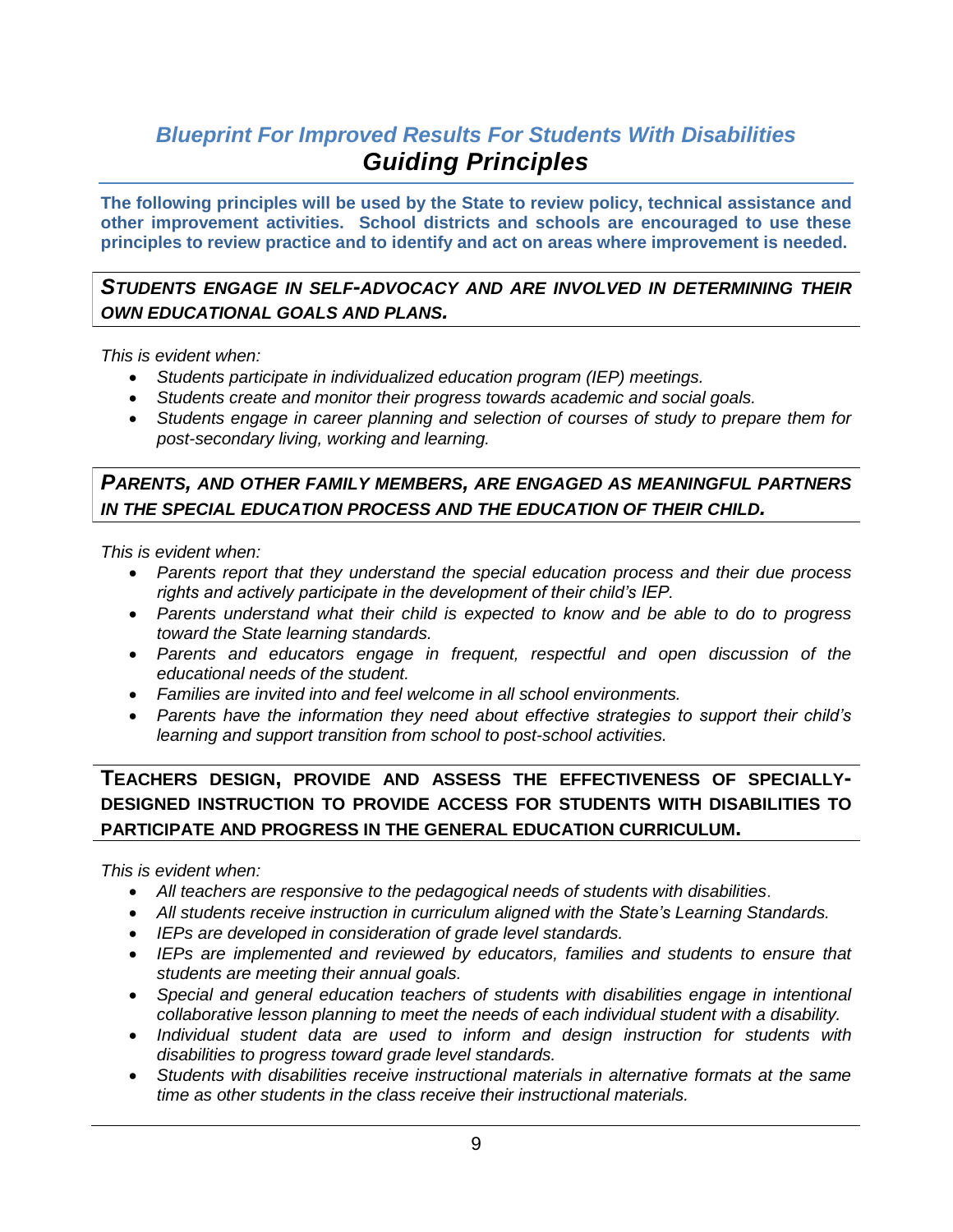# *Blueprint For Improved Results For Students With Disabilities*
## *Guiding Principles*

**The following principles will be used by the State to review policy, technical assistance and other improvement activities. School districts and schools are encouraged to use these principles to review practice and to identify and act on areas where improvement is needed.**

### *STUDENTS ENGAGE IN SELF-ADVOCACY AND ARE INVOLVED IN DETERMINING THEIR OWN EDUCATIONAL GOALS AND PLANS.*

*This is evident when:*

- *Students participate in individualized education program (IEP) meetings.*
- *Students create and monitor their progress towards academic and social goals.*
- *Students engage in career planning and selection of courses of study to prepare them for post-secondary living, working and learning.*

### *PARENTS, AND OTHER FAMILY MEMBERS, ARE ENGAGED AS MEANINGFUL PARTNERS IN THE SPECIAL EDUCATION PROCESS AND THE EDUCATION OF THEIR CHILD.*

*This is evident when:*

- *Parents report that they understand the special education process and their due process rights and actively participate in the development of their child's IEP.*
- *Parents understand what their child is expected to know and be able to do to progress toward the State learning standards.*
- *Parents and educators engage in frequent, respectful and open discussion of the educational needs of the student.*
- *Families are invited into and feel welcome in all school environments.*
- *Parents have the information they need about effective strategies to support their child's learning and support transition from school to post-school activities.*

### TEACHERS DESIGN, PROVIDE AND ASSESS THE EFFECTIVENESS OF SPECIALLY-DESIGNED INSTRUCTION TO PROVIDE ACCESS FOR STUDENTS WITH DISABILITIES TO PARTICIPATE AND PROGRESS IN THE GENERAL EDUCATION CURRICULUM.

*This is evident when:*

- *All teachers are responsive to the pedagogical needs of students with disabilities.*
- *All students receive instruction in curriculum aligned with the State's Learning Standards.*
- *IEPs are developed in consideration of grade level standards.*
- *IEPs are implemented and reviewed by educators, families and students to ensure that students are meeting their annual goals.*
- *Special and general education teachers of students with disabilities engage in intentional collaborative lesson planning to meet the needs of each individual student with a disability.*
- *Individual student data are used to inform and design instruction for students with disabilities to progress toward grade level standards.*
- *Students with disabilities receive instructional materials in alternative formats at the same time as other students in the class receive their instructional materials.*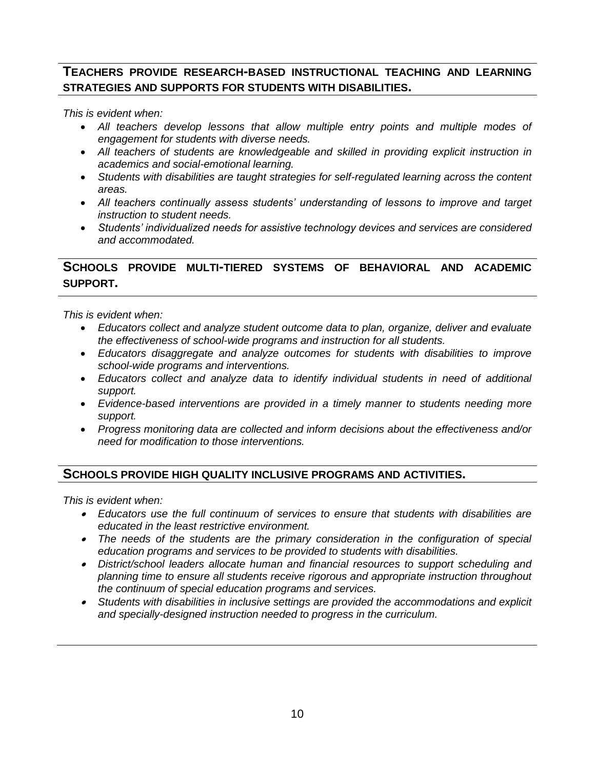## TEACHERS PROVIDE RESEARCH-BASED INSTRUCTIONAL TEACHING AND LEARNING STRATEGIES AND SUPPORTS FOR STUDENTS WITH DISABILITIES.

*This is evident when:*

- *All teachers develop lessons that allow multiple entry points and multiple modes of engagement for students with diverse needs.*
- *All teachers of students are knowledgeable and skilled in providing explicit instruction in academics and social-emotional learning.*
- *Students with disabilities are taught strategies for self-regulated learning across the content areas.*
- *All teachers continually assess students' understanding of lessons to improve and target instruction to student needs.*
- *Students' individualized needs for assistive technology devices and services are considered and accommodated.*

## SCHOOLS PROVIDE MULTI-TIERED SYSTEMS OF BEHAVIORAL AND ACADEMIC SUPPORT.

*This is evident when:*

- *Educators collect and analyze student outcome data to plan, organize, deliver and evaluate the effectiveness of school-wide programs and instruction for all students.*
- *Educators disaggregate and analyze outcomes for students with disabilities to improve school-wide programs and interventions.*
- *Educators collect and analyze data to identify individual students in need of additional support.*
- *Evidence-based interventions are provided in a timely manner to students needing more support.*
- *Progress monitoring data are collected and inform decisions about the effectiveness and/or need for modification to those interventions.*

## SCHOOLS PROVIDE HIGH QUALITY INCLUSIVE PROGRAMS AND ACTIVITIES.

*This is evident when:*

- *Educators use the full continuum of services to ensure that students with disabilities are educated in the least restrictive environment.*
- *The needs of the students are the primary consideration in the configuration of special education programs and services to be provided to students with disabilities.*
- *District/school leaders allocate human and financial resources to support scheduling and planning time to ensure all students receive rigorous and appropriate instruction throughout the continuum of special education programs and services.*
- *Students with disabilities in inclusive settings are provided the accommodations and explicit and specially-designed instruction needed to progress in the curriculum.*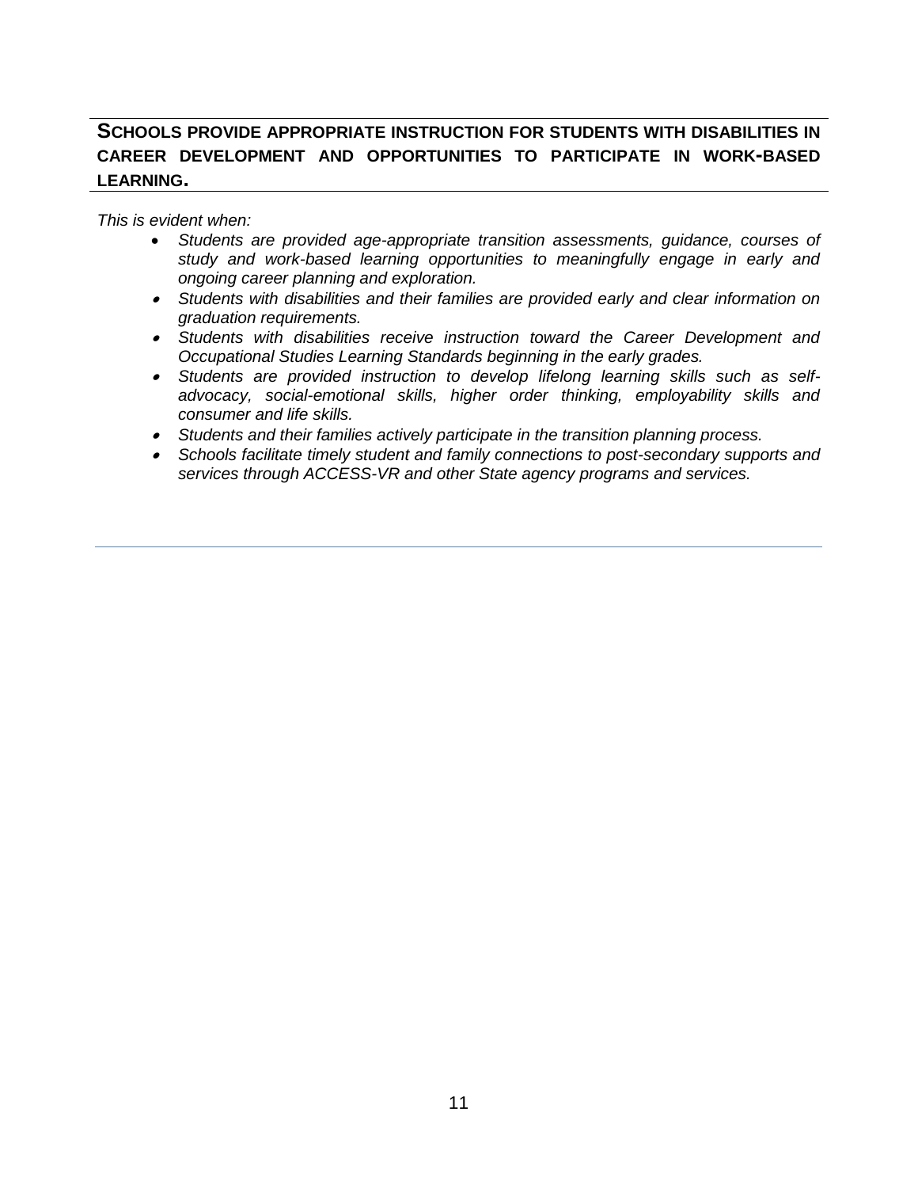## Schools provide appropriate instruction for students with disabilities in career development and opportunities to participate in work-based learning.

*This is evident when:*

- *Students are provided age-appropriate transition assessments, guidance, courses of study and work-based learning opportunities to meaningfully engage in early and ongoing career planning and exploration.*
- *Students with disabilities and their families are provided early and clear information on graduation requirements.*
- *Students with disabilities receive instruction toward the Career Development and Occupational Studies Learning Standards beginning in the early grades.*
- *Students are provided instruction to develop lifelong learning skills such as self-advocacy, social-emotional skills, higher order thinking, employability skills and consumer and life skills.*
- *Students and their families actively participate in the transition planning process.*
- *Schools facilitate timely student and family connections to post-secondary supports and services through ACCESS-VR and other State agency programs and services.*